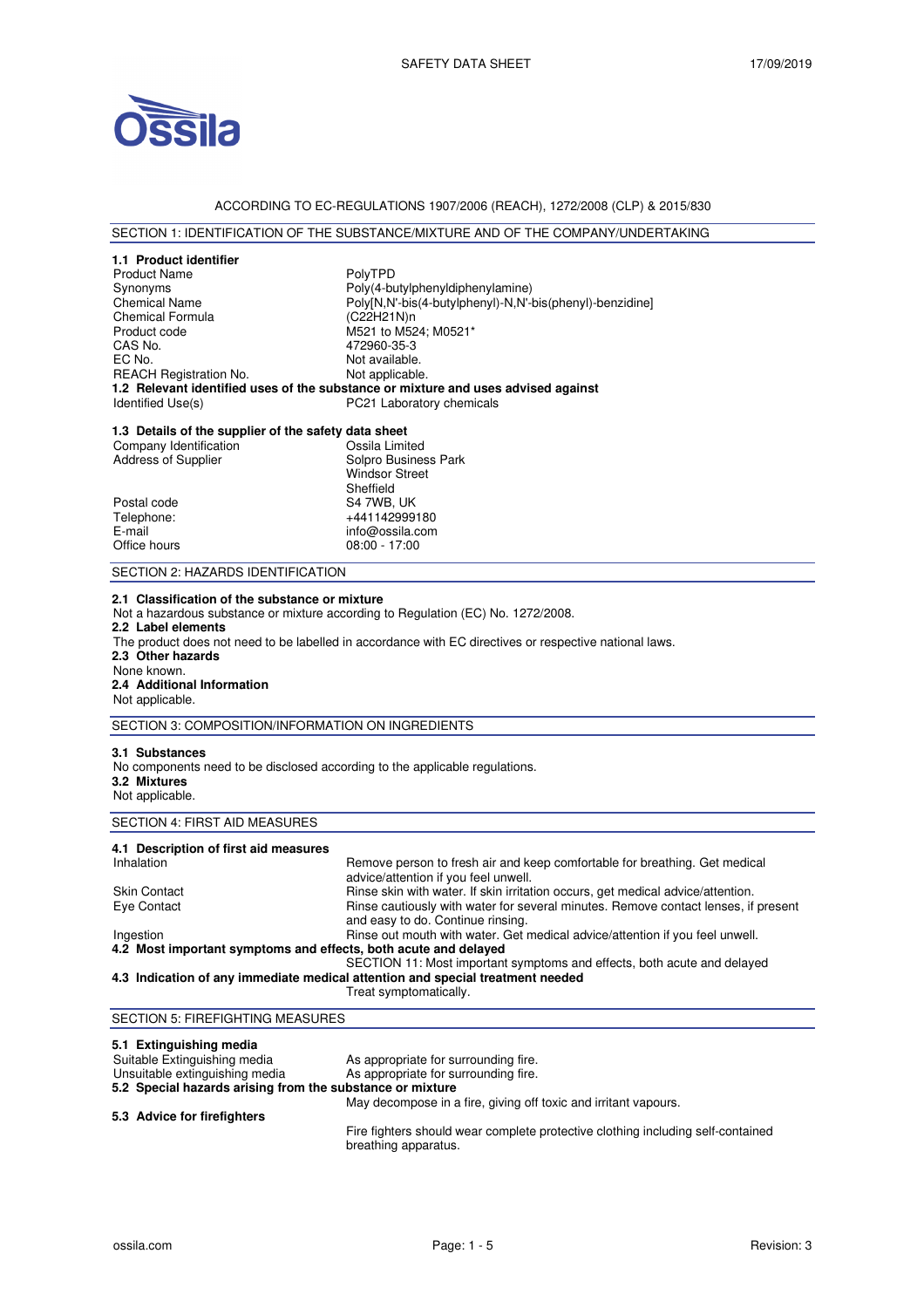ACCORDING TO EC-REGULATIONS 1907/2006 (REACH), 1272/2008 (CLP) & 2015/830

## SECTION 1: IDENTIFICATION OF THE SUBSTANCE/MIXTURE AND OF THE COMPANY/UNDERTAKING

### 1.1 Product identifier

| | |
|---|---|
| Product Name | PolyTPD |
| Synonyms | Poly(4-butylphenyldiphenylamine) |
| Chemical Name | Poly[N,N'-bis(4-butylphenyl)-N,N'-bis(phenyl)-benzidine] |
| Chemical Formula | $(C_{22}H_{21}N)_n$ |
| Product code | M521 to M524; M0521* |
| CAS No. | 472960-35-3 |
| EC No. | Not available. |
| REACH Registration No. | Not applicable. |

### 1.2 Relevant identified uses of the substance or mixture and uses advised against

| | |
|---|---|
| Identified Use(s) | PC21 Laboratory chemicals |

### 1.3 Details of the supplier of the safety data sheet

| | |
|---|---|
| Company Identification | Ossila Limited |
| Address of Supplier | Solpro Business Park<br>Windsor Street<br>Sheffield |
| Postal code | S4 7WB, UK |
| Telephone: | +441142999180 |
| E-mail | info@ossila.com |
| Office hours | 08:00 - 17:00 |

## SECTION 2: HAZARDS IDENTIFICATION

### 2.1 Classification of the substance or mixture

Not a hazardous substance or mixture according to Regulation (EC) No. 1272/2008.

### 2.2 Label elements

The product does not need to be labelled in accordance with EC directives or respective national laws.

### 2.3 Other hazards

None known.

### 2.4 Additional Information

Not applicable.

## SECTION 3: COMPOSITION/INFORMATION ON INGREDIENTS

### 3.1 Substances

No components need to be disclosed according to the applicable regulations.

### 3.2 Mixtures

Not applicable.

## SECTION 4: FIRST AID MEASURES

### 4.1 Description of first aid measures

| | |
|---|---|
| Inhalation | Remove person to fresh air and keep comfortable for breathing. Get medical advice/attention if you feel unwell. |
| Skin Contact | Rinse skin with water. If skin irritation occurs, get medical advice/attention. |
| Eye Contact | Rinse cautiously with water for several minutes. Remove contact lenses, if present and easy to do. Continue rinsing. |
| Ingestion | Rinse out mouth with water. Get medical advice/attention if you feel unwell. |

### 4.2 Most important symptoms and effects, both acute and delayed

SECTION 11: Most important symptoms and effects, both acute and delayed

### 4.3 Indication of any immediate medical attention and special treatment needed

Treat symptomatically.

## SECTION 5: FIREFIGHTING MEASURES

### 5.1 Extinguishing media

| | |
|---|---|
| Suitable Extinguishing media | As appropriate for surrounding fire. |
| Unsuitable extinguishing media | As appropriate for surrounding fire. |

### 5.2 Special hazards arising from the substance or mixture

May decompose in a fire, giving off toxic and irritant vapours.

### 5.3 Advice for firefighters

Fire fighters should wear complete protective clothing including self-contained breathing apparatus.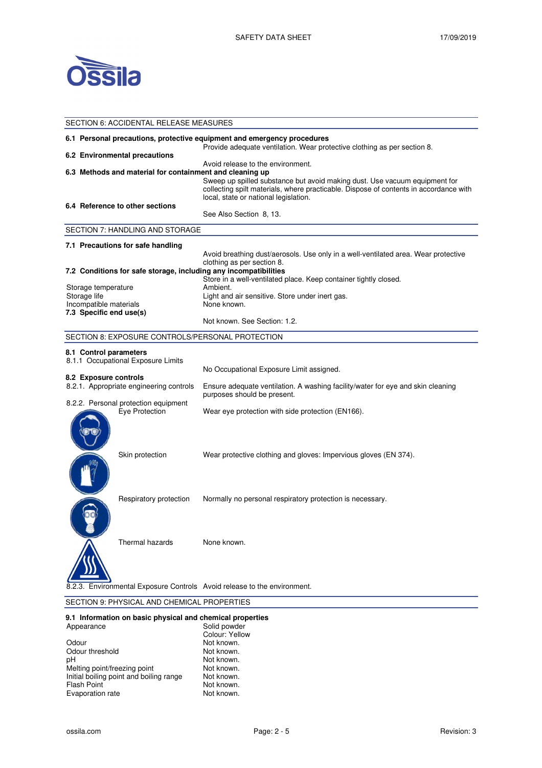## SECTION 6: ACCIDENTAL RELEASE MEASURES

**6.1 Personal precautions, protective equipment and emergency procedures**

Provide adequate ventilation. Wear protective clothing as per section 8.

**6.2 Environmental precautions**

Avoid release to the environment.

**6.3 Methods and material for containment and cleaning up**

Sweep up spilled substance but avoid making dust. Use vacuum equipment for collecting spilt materials, where practicable. Dispose of contents in accordance with local, state or national legislation.

**6.4 Reference to other sections**

See Also Section 8, 13.

## SECTION 7: HANDLING AND STORAGE

**7.1 Precautions for safe handling**

Avoid breathing dust/aerosols. Use only in a well-ventilated area. Wear protective clothing as per section 8.

**7.2 Conditions for safe storage, including any incompatibilities**

Store in a well-ventilated place. Keep container tightly closed.

| | |
|---|---|
| Storage temperature | Ambient. |
| Storage life | Light and air sensitive. Store under inert gas. |
| Incompatible materials | None known. |

**7.3 Specific end use(s)**

Not known. See Section: 1.2.

## SECTION 8: EXPOSURE CONTROLS/PERSONAL PROTECTION

**8.1 Control parameters**

8.1.1 Occupational Exposure Limits

No Occupational Exposure Limit assigned.

**8.2 Exposure controls**

8.2.1. Appropriate engineering controls — Ensure adequate ventilation. A washing facility/water for eye and skin cleaning purposes should be present.

8.2.2. Personal protection equipment

| | |
|---|---|
| Eye Protection | Wear eye protection with side protection (EN166). |
| Skin protection | Wear protective clothing and gloves: Impervious gloves (EN 374). |
| Respiratory protection | Normally no personal respiratory protection is necessary. |
| Thermal hazards | None known. |

8.2.3. Environmental Exposure Controls — Avoid release to the environment.

## SECTION 9: PHYSICAL AND CHEMICAL PROPERTIES

**9.1 Information on basic physical and chemical properties**

| | |
|---|---|
| Appearance | Solid powder<br>Colour: Yellow |
| Odour | Not known. |
| Odour threshold | Not known. |
| pH | Not known. |
| Melting point/freezing point | Not known. |
| Initial boiling point and boiling range | Not known. |
| Flash Point | Not known. |
| Evaporation rate | Not known. |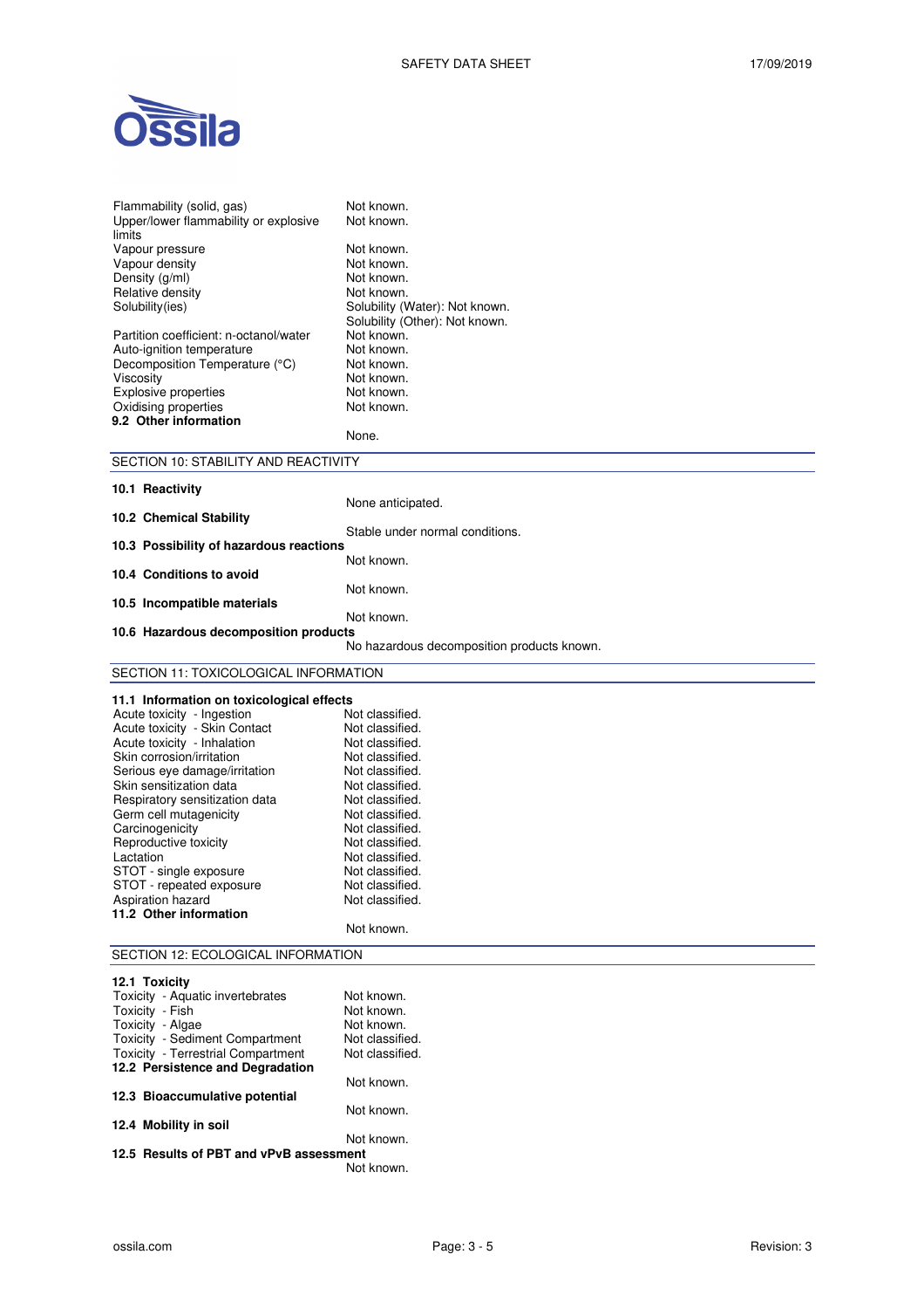| | |
|---|---|
| Flammability (solid, gas) | Not known. |
| Upper/lower flammability or explosive limits | Not known. |
| Vapour pressure | Not known. |
| Vapour density | Not known. |
| Density (g/ml) | Not known. |
| Relative density | Not known. |
| Solubility(ies) | Solubility (Water): Not known. Solubility (Other): Not known. |
| Partition coefficient: n-octanol/water | Not known. |
| Auto-ignition temperature | Not known. |
| Decomposition Temperature (°C) | Not known. |
| Viscosity | Not known. |
| Explosive properties | Not known. |
| Oxidising properties | Not known. |

**9.2 Other information**

None.

## SECTION 10: STABILITY AND REACTIVITY

**10.1 Reactivity**

None anticipated.

**10.2 Chemical Stability**

Stable under normal conditions.

**10.3 Possibility of hazardous reactions**

Not known.

**10.4 Conditions to avoid**

Not known.

**10.5 Incompatible materials**

Not known.

**10.6 Hazardous decomposition products**

No hazardous decomposition products known.

## SECTION 11: TOXICOLOGICAL INFORMATION

**11.1 Information on toxicological effects**

| | |
|---|---|
| Acute toxicity - Ingestion | Not classified. |
| Acute toxicity - Skin Contact | Not classified. |
| Acute toxicity - Inhalation | Not classified. |
| Skin corrosion/irritation | Not classified. |
| Serious eye damage/irritation | Not classified. |
| Skin sensitization data | Not classified. |
| Respiratory sensitization data | Not classified. |
| Germ cell mutagenicity | Not classified. |
| Carcinogenicity | Not classified. |
| Reproductive toxicity | Not classified. |
| Lactation | Not classified. |
| STOT - single exposure | Not classified. |
| STOT - repeated exposure | Not classified. |
| Aspiration hazard | Not classified. |

**11.2 Other information**

Not known.

## SECTION 12: ECOLOGICAL INFORMATION

**12.1 Toxicity**

| | |
|---|---|
| Toxicity - Aquatic invertebrates | Not known. |
| Toxicity - Fish | Not known. |
| Toxicity - Algae | Not known. |
| Toxicity - Sediment Compartment | Not classified. |
| Toxicity - Terrestrial Compartment | Not classified. |

**12.2 Persistence and Degradation**

Not known.

**12.3 Bioaccumulative potential**

Not known.

**12.4 Mobility in soil**

Not known.

**12.5 Results of PBT and vPvB assessment**

Not known.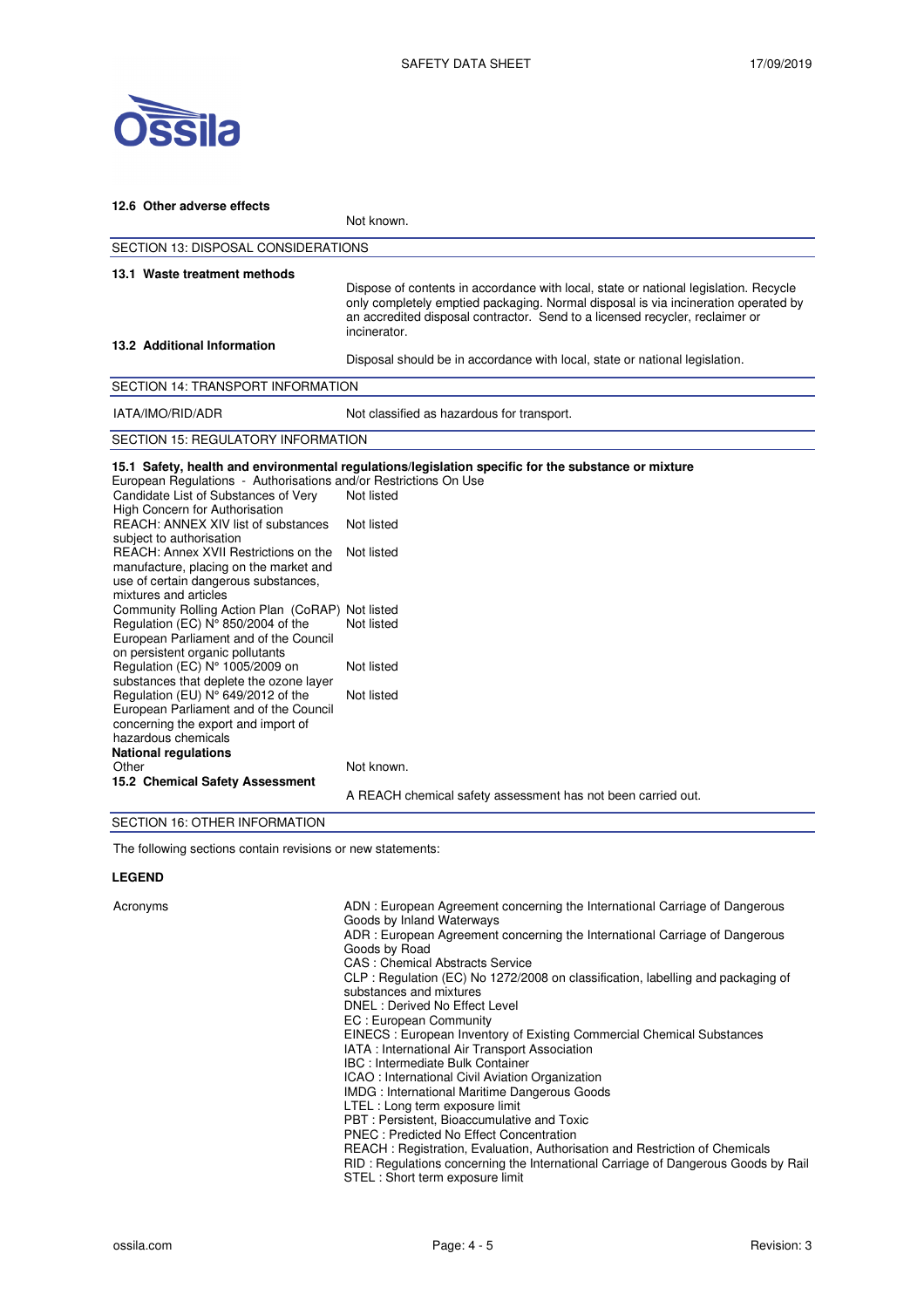**12.6 Other adverse effects**

Not known.

## SECTION 13: DISPOSAL CONSIDERATIONS

**13.1 Waste treatment methods**

Dispose of contents in accordance with local, state or national legislation. Recycle only completely emptied packaging. Normal disposal is via incineration operated by an accredited disposal contractor. Send to a licensed recycler, reclaimer or incinerator.

**13.2 Additional Information**

Disposal should be in accordance with local, state or national legislation.

## SECTION 14: TRANSPORT INFORMATION

| | |
|---|---|
| IATA/IMO/RID/ADR | Not classified as hazardous for transport. |

## SECTION 15: REGULATORY INFORMATION

**15.1 Safety, health and environmental regulations/legislation specific for the substance or mixture**

European Regulations - Authorisations and/or Restrictions On Use

| | |
|---|---|
| Candidate List of Substances of Very High Concern for Authorisation | Not listed |
| REACH: ANNEX XIV list of substances subject to authorisation | Not listed |
| REACH: Annex XVII Restrictions on the manufacture, placing on the market and use of certain dangerous substances, mixtures and articles | Not listed |
| Community Rolling Action Plan (CoRAP) | Not listed |
| Regulation (EC) N° 850/2004 of the European Parliament and of the Council on persistent organic pollutants | Not listed |
| Regulation (EC) N° 1005/2009 on substances that deplete the ozone layer | Not listed |
| Regulation (EU) N° 649/2012 of the European Parliament and of the Council concerning the export and import of hazardous chemicals | Not listed |

**National regulations**

| | |
|---|---|
| Other | Not known. |

**15.2 Chemical Safety Assessment**

A REACH chemical safety assessment has not been carried out.

## SECTION 16: OTHER INFORMATION

The following sections contain revisions or new statements:

**LEGEND**

Acronyms

ADN : European Agreement concerning the International Carriage of Dangerous Goods by Inland Waterways
ADR : European Agreement concerning the International Carriage of Dangerous Goods by Road
CAS : Chemical Abstracts Service
CLP : Regulation (EC) No 1272/2008 on classification, labelling and packaging of substances and mixtures
DNEL : Derived No Effect Level
EC : European Community
EINECS : European Inventory of Existing Commercial Chemical Substances
IATA : International Air Transport Association
IBC : Intermediate Bulk Container
ICAO : International Civil Aviation Organization
IMDG : International Maritime Dangerous Goods
LTEL : Long term exposure limit
PBT : Persistent, Bioaccumulative and Toxic
PNEC : Predicted No Effect Concentration
REACH : Registration, Evaluation, Authorisation and Restriction of Chemicals
RID : Regulations concerning the International Carriage of Dangerous Goods by Rail
STEL : Short term exposure limit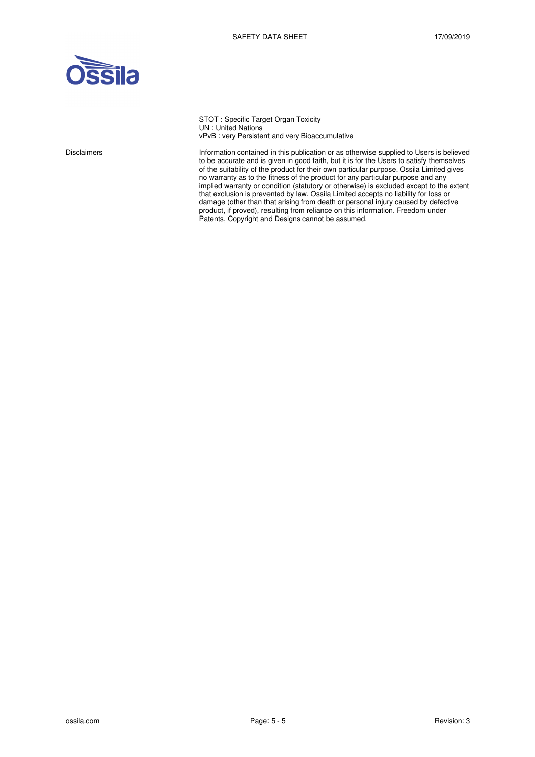STOT : Specific Target Organ Toxicity
UN : United Nations
vPvB : very Persistent and very Bioaccumulative

| | |
|---|---|
| Disclaimers | Information contained in this publication or as otherwise supplied to Users is believed to be accurate and is given in good faith, but it is for the Users to satisfy themselves of the suitability of the product for their own particular purpose. Ossila Limited gives no warranty as to the fitness of the product for any particular purpose and any implied warranty or condition (statutory or otherwise) is excluded except to the extent that exclusion is prevented by law. Ossila Limited accepts no liability for loss or damage (other than that arising from death or personal injury caused by defective product, if proved), resulting from reliance on this information. Freedom under Patents, Copyright and Designs cannot be assumed. |